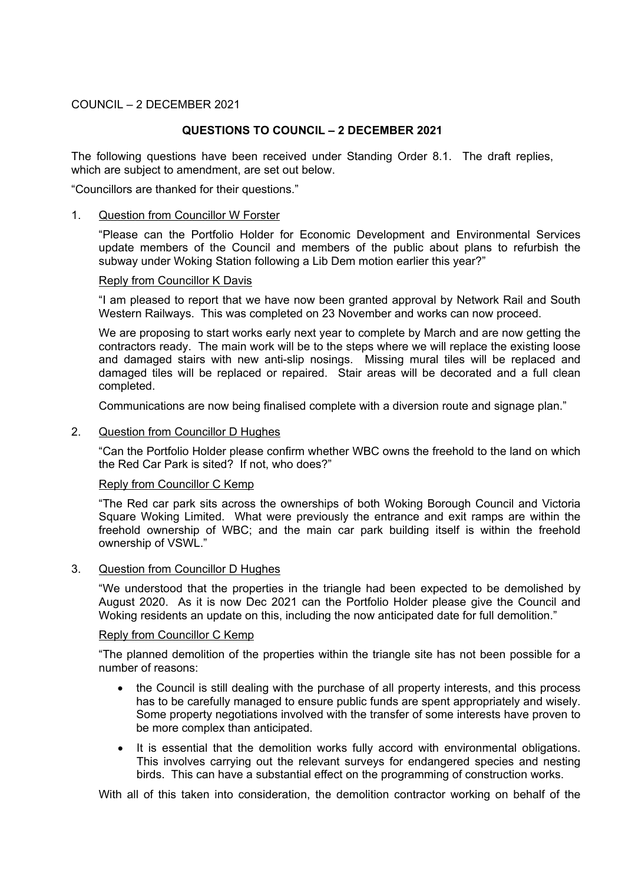COUNCIL – 2 DECEMBER 2021

## QUESTIONS TO COUNCIL – 2 DECEMBER 2021

The following questions have been received under Standing Order 8.1. The draft replies, which are subject to amendment, are set out below.

"Councillors are thanked for their questions."

1. Question from Councillor W Forster

   "Please can the Portfolio Holder for Economic Development and Environmental Services update members of the Council and members of the public about plans to refurbish the subway under Woking Station following a Lib Dem motion earlier this year?"

   Reply from Councillor K Davis

   "I am pleased to report that we have now been granted approval by Network Rail and South Western Railways. This was completed on 23 November and works can now proceed.

   We are proposing to start works early next year to complete by March and are now getting the contractors ready. The main work will be to the steps where we will replace the existing loose and damaged stairs with new anti-slip nosings. Missing mural tiles will be replaced and damaged tiles will be replaced or repaired. Stair areas will be decorated and a full clean completed.

   Communications are now being finalised complete with a diversion route and signage plan."

2. Question from Councillor D Hughes

   "Can the Portfolio Holder please confirm whether WBC owns the freehold to the land on which the Red Car Park is sited? If not, who does?"

   Reply from Councillor C Kemp

   "The Red car park sits across the ownerships of both Woking Borough Council and Victoria Square Woking Limited. What were previously the entrance and exit ramps are within the freehold ownership of WBC; and the main car park building itself is within the freehold ownership of VSWL."

3. Question from Councillor D Hughes

   "We understood that the properties in the triangle had been expected to be demolished by August 2020. As it is now Dec 2021 can the Portfolio Holder please give the Council and Woking residents an update on this, including the now anticipated date for full demolition."

   Reply from Councillor C Kemp

   "The planned demolition of the properties within the triangle site has not been possible for a number of reasons:

   - the Council is still dealing with the purchase of all property interests, and this process has to be carefully managed to ensure public funds are spent appropriately and wisely. Some property negotiations involved with the transfer of some interests have proven to be more complex than anticipated.
   - It is essential that the demolition works fully accord with environmental obligations. This involves carrying out the relevant surveys for endangered species and nesting birds. This can have a substantial effect on the programming of construction works.

   With all of this taken into consideration, the demolition contractor working on behalf of the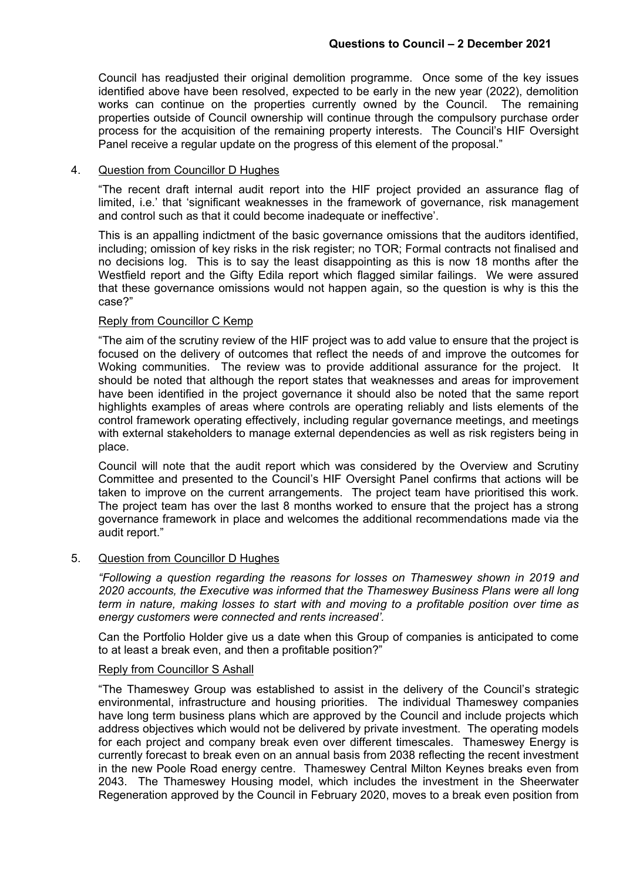Council has readjusted their original demolition programme. Once some of the key issues identified above have been resolved, expected to be early in the new year (2022), demolition works can continue on the properties currently owned by the Council. The remaining properties outside of Council ownership will continue through the compulsory purchase order process for the acquisition of the remaining property interests. The Council's HIF Oversight Panel receive a regular update on the progress of this element of the proposal."

4. Question from Councillor D Hughes

"The recent draft internal audit report into the HIF project provided an assurance flag of limited, i.e.' that 'significant weaknesses in the framework of governance, risk management and control such as that it could become inadequate or ineffective'.

This is an appalling indictment of the basic governance omissions that the auditors identified, including; omission of key risks in the risk register; no TOR; Formal contracts not finalised and no decisions log. This is to say the least disappointing as this is now 18 months after the Westfield report and the Gifty Edila report which flagged similar failings. We were assured that these governance omissions would not happen again, so the question is why is this the case?"

Reply from Councillor C Kemp

"The aim of the scrutiny review of the HIF project was to add value to ensure that the project is focused on the delivery of outcomes that reflect the needs of and improve the outcomes for Woking communities. The review was to provide additional assurance for the project. It should be noted that although the report states that weaknesses and areas for improvement have been identified in the project governance it should also be noted that the same report highlights examples of areas where controls are operating reliably and lists elements of the control framework operating effectively, including regular governance meetings, and meetings with external stakeholders to manage external dependencies as well as risk registers being in place.

Council will note that the audit report which was considered by the Overview and Scrutiny Committee and presented to the Council's HIF Oversight Panel confirms that actions will be taken to improve on the current arrangements. The project team have prioritised this work. The project team has over the last 8 months worked to ensure that the project has a strong governance framework in place and welcomes the additional recommendations made via the audit report."

5. Question from Councillor D Hughes

*"Following a question regarding the reasons for losses on Thameswey shown in 2019 and 2020 accounts, the Executive was informed that the Thameswey Business Plans were all long term in nature, making losses to start with and moving to a profitable position over time as energy customers were connected and rents increased'.*

Can the Portfolio Holder give us a date when this Group of companies is anticipated to come to at least a break even, and then a profitable position?"

Reply from Councillor S Ashall

"The Thameswey Group was established to assist in the delivery of the Council's strategic environmental, infrastructure and housing priorities. The individual Thameswey companies have long term business plans which are approved by the Council and include projects which address objectives which would not be delivered by private investment. The operating models for each project and company break even over different timescales. Thameswey Energy is currently forecast to break even on an annual basis from 2038 reflecting the recent investment in the new Poole Road energy centre. Thameswey Central Milton Keynes breaks even from 2043. The Thameswey Housing model, which includes the investment in the Sheerwater Regeneration approved by the Council in February 2020, moves to a break even position from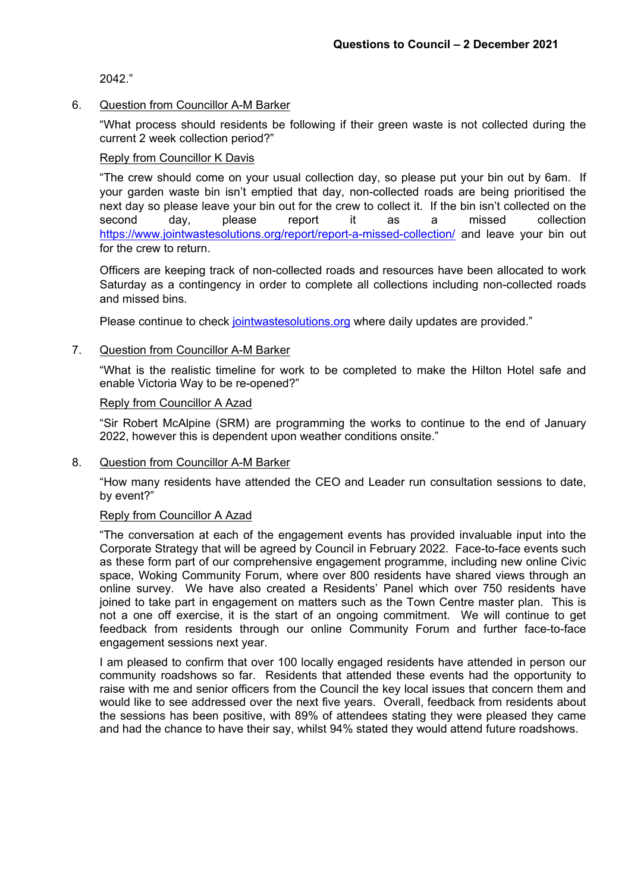2042."

6. <u>Question from Councillor A-M Barker</u>

   "What process should residents be following if their green waste is not collected during the current 2 week collection period?"

   <u>Reply from Councillor K Davis</u>

   "The crew should come on your usual collection day, so please put your bin out by 6am. If your garden waste bin isn't emptied that day, non-collected roads are being prioritised the next day so please leave your bin out for the crew to collect it. If the bin isn't collected on the second day, please report it as a missed collection https://www.jointwastesolutions.org/report/report-a-missed-collection/ and leave your bin out for the crew to return.

   Officers are keeping track of non-collected roads and resources have been allocated to work Saturday as a contingency in order to complete all collections including non-collected roads and missed bins.

   Please continue to check jointwastesolutions.org where daily updates are provided."

7. <u>Question from Councillor A-M Barker</u>

   "What is the realistic timeline for work to be completed to make the Hilton Hotel safe and enable Victoria Way to be re-opened?"

   <u>Reply from Councillor A Azad</u>

   "Sir Robert McAlpine (SRM) are programming the works to continue to the end of January 2022, however this is dependent upon weather conditions onsite."

8. <u>Question from Councillor A-M Barker</u>

   "How many residents have attended the CEO and Leader run consultation sessions to date, by event?"

   <u>Reply from Councillor A Azad</u>

   "The conversation at each of the engagement events has provided invaluable input into the Corporate Strategy that will be agreed by Council in February 2022. Face-to-face events such as these form part of our comprehensive engagement programme, including new online Civic space, Woking Community Forum, where over 800 residents have shared views through an online survey. We have also created a Residents' Panel which over 750 residents have joined to take part in engagement on matters such as the Town Centre master plan. This is not a one off exercise, it is the start of an ongoing commitment. We will continue to get feedback from residents through our online Community Forum and further face-to-face engagement sessions next year.

   I am pleased to confirm that over 100 locally engaged residents have attended in person our community roadshows so far. Residents that attended these events had the opportunity to raise with me and senior officers from the Council the key local issues that concern them and would like to see addressed over the next five years. Overall, feedback from residents about the sessions has been positive, with 89% of attendees stating they were pleased they came and had the chance to have their say, whilst 94% stated they would attend future roadshows.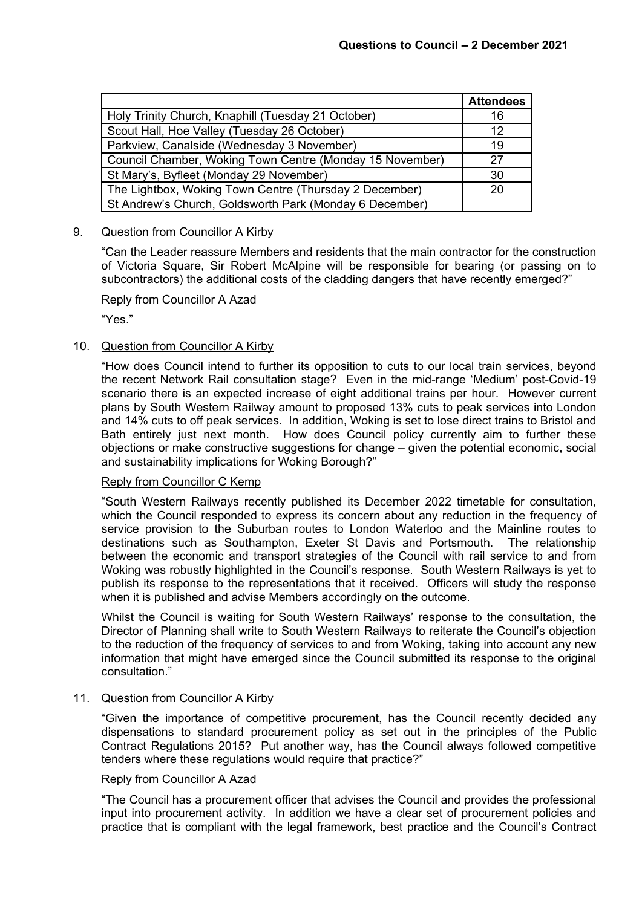| | Attendees |
|---|---|
| Holy Trinity Church, Knaphill (Tuesday 21 October) | 16 |
| Scout Hall, Hoe Valley (Tuesday 26 October) | 12 |
| Parkview, Canalside (Wednesday 3 November) | 19 |
| Council Chamber, Woking Town Centre (Monday 15 November) | 27 |
| St Mary's, Byfleet (Monday 29 November) | 30 |
| The Lightbox, Woking Town Centre (Thursday 2 December) | 20 |
| St Andrew's Church, Goldsworth Park (Monday 6 December) | |

9. Question from Councillor A Kirby

"Can the Leader reassure Members and residents that the main contractor for the construction of Victoria Square, Sir Robert McAlpine will be responsible for bearing (or passing on to subcontractors) the additional costs of the cladding dangers that have recently emerged?"

Reply from Councillor A Azad

"Yes."

10. Question from Councillor A Kirby

"How does Council intend to further its opposition to cuts to our local train services, beyond the recent Network Rail consultation stage? Even in the mid-range 'Medium' post-Covid-19 scenario there is an expected increase of eight additional trains per hour. However current plans by South Western Railway amount to proposed 13% cuts to peak services into London and 14% cuts to off peak services. In addition, Woking is set to lose direct trains to Bristol and Bath entirely just next month. How does Council policy currently aim to further these objections or make constructive suggestions for change – given the potential economic, social and sustainability implications for Woking Borough?"

Reply from Councillor C Kemp

"South Western Railways recently published its December 2022 timetable for consultation, which the Council responded to express its concern about any reduction in the frequency of service provision to the Suburban routes to London Waterloo and the Mainline routes to destinations such as Southampton, Exeter St Davis and Portsmouth. The relationship between the economic and transport strategies of the Council with rail service to and from Woking was robustly highlighted in the Council's response. South Western Railways is yet to publish its response to the representations that it received. Officers will study the response when it is published and advise Members accordingly on the outcome.

Whilst the Council is waiting for South Western Railways' response to the consultation, the Director of Planning shall write to South Western Railways to reiterate the Council's objection to the reduction of the frequency of services to and from Woking, taking into account any new information that might have emerged since the Council submitted its response to the original consultation."

11. Question from Councillor A Kirby

"Given the importance of competitive procurement, has the Council recently decided any dispensations to standard procurement policy as set out in the principles of the Public Contract Regulations 2015? Put another way, has the Council always followed competitive tenders where these regulations would require that practice?"

Reply from Councillor A Azad

"The Council has a procurement officer that advises the Council and provides the professional input into procurement activity. In addition we have a clear set of procurement policies and practice that is compliant with the legal framework, best practice and the Council's Contract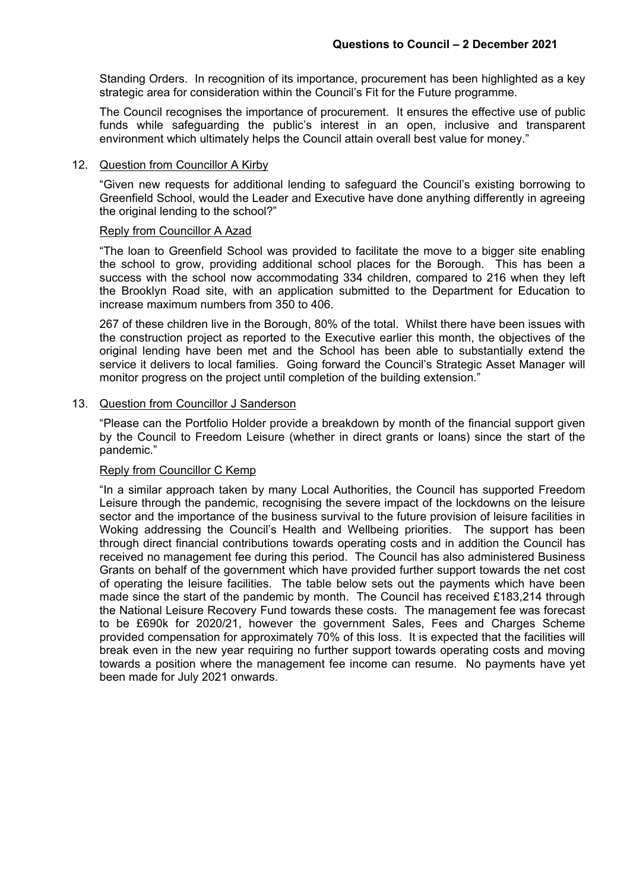Standing Orders. In recognition of its importance, procurement has been highlighted as a key strategic area for consideration within the Council's Fit for the Future programme.

The Council recognises the importance of procurement. It ensures the effective use of public funds while safeguarding the public's interest in an open, inclusive and transparent environment which ultimately helps the Council attain overall best value for money."

12. Question from Councillor A Kirby

"Given new requests for additional lending to safeguard the Council's existing borrowing to Greenfield School, would the Leader and Executive have done anything differently in agreeing the original lending to the school?"

Reply from Councillor A Azad

"The loan to Greenfield School was provided to facilitate the move to a bigger site enabling the school to grow, providing additional school places for the Borough. This has been a success with the school now accommodating 334 children, compared to 216 when they left the Brooklyn Road site, with an application submitted to the Department for Education to increase maximum numbers from 350 to 406.

267 of these children live in the Borough, 80% of the total. Whilst there have been issues with the construction project as reported to the Executive earlier this month, the objectives of the original lending have been met and the School has been able to substantially extend the service it delivers to local families. Going forward the Council's Strategic Asset Manager will monitor progress on the project until completion of the building extension."

13. Question from Councillor J Sanderson

"Please can the Portfolio Holder provide a breakdown by month of the financial support given by the Council to Freedom Leisure (whether in direct grants or loans) since the start of the pandemic."

Reply from Councillor C Kemp

"In a similar approach taken by many Local Authorities, the Council has supported Freedom Leisure through the pandemic, recognising the severe impact of the lockdowns on the leisure sector and the importance of the business survival to the future provision of leisure facilities in Woking addressing the Council's Health and Wellbeing priorities. The support has been through direct financial contributions towards operating costs and in addition the Council has received no management fee during this period. The Council has also administered Business Grants on behalf of the government which have provided further support towards the net cost of operating the leisure facilities. The table below sets out the payments which have been made since the start of the pandemic by month. The Council has received £183,214 through the National Leisure Recovery Fund towards these costs. The management fee was forecast to be £690k for 2020/21, however the government Sales, Fees and Charges Scheme provided compensation for approximately 70% of this loss. It is expected that the facilities will break even in the new year requiring no further support towards operating costs and moving towards a position where the management fee income can resume. No payments have yet been made for July 2021 onwards.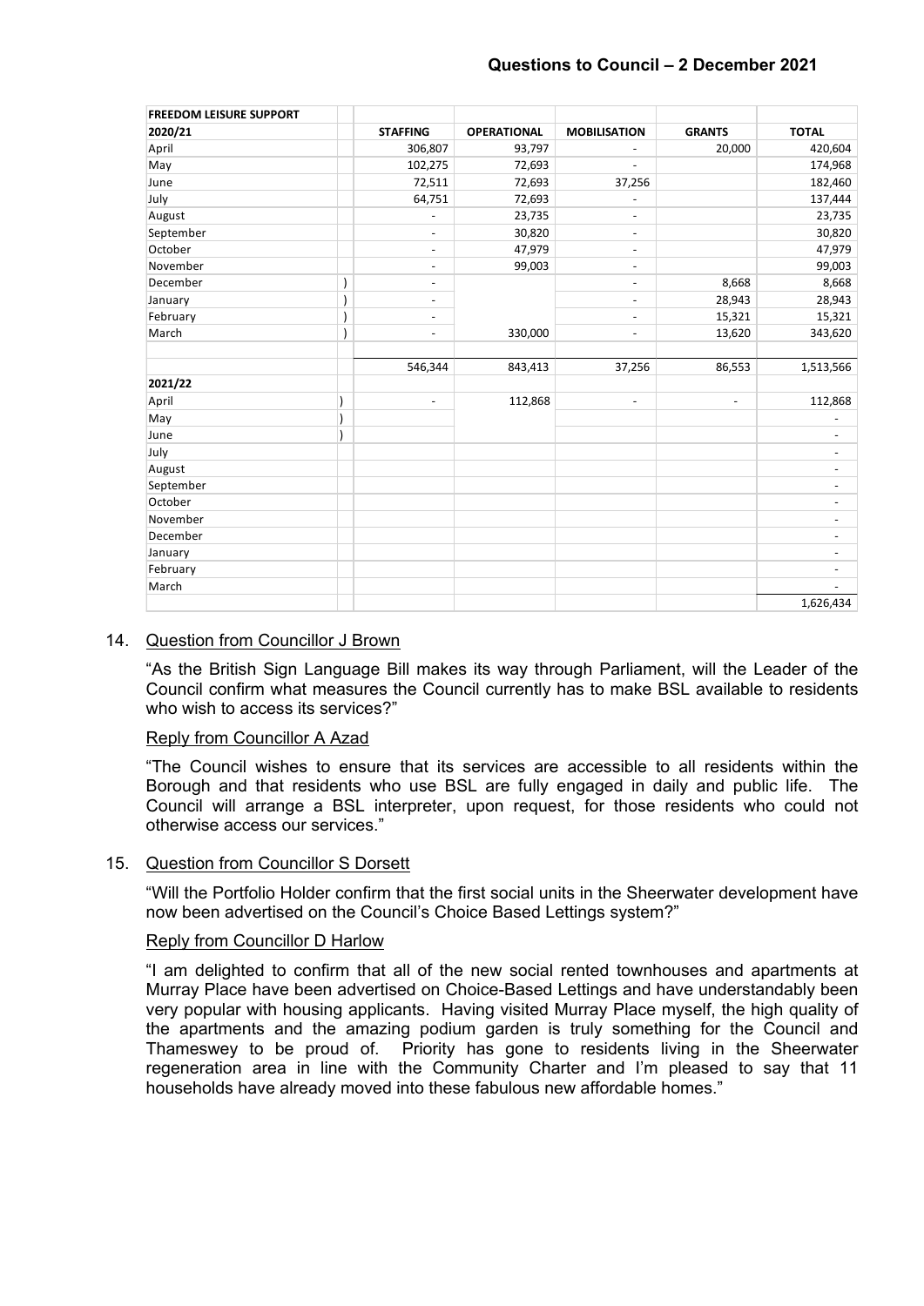| FREEDOM LEISURE SUPPORT | | | | | | |
|---|---|---|---|---|---|---|
| **2020/21** | | **STAFFING** | **OPERATIONAL** | **MOBILISATION** | **GRANTS** | **TOTAL** |
| April | | 306,807 | 93,797 | - | 20,000 | 420,604 |
| May | | 102,275 | 72,693 | - | | 174,968 |
| June | | 72,511 | 72,693 | 37,256 | | 182,460 |
| July | | 64,751 | 72,693 | - | | 137,444 |
| August | | - | 23,735 | - | | 23,735 |
| September | | - | 30,820 | - | | 30,820 |
| October | | - | 47,979 | - | | 47,979 |
| November | | - | 99,003 | - | | 99,003 |
| December | ) | - | | - | 8,668 | 8,668 |
| January | ) | - | | - | 28,943 | 28,943 |
| February | ) | - | | - | 15,321 | 15,321 |
| March | ) | - | 330,000 | - | 13,620 | 343,620 |
| | | | | | | |
| | | 546,344 | 843,413 | 37,256 | 86,553 | 1,513,566 |
| **2021/22** | | | | | | |
| April | ) | - | 112,868 | - | - | 112,868 |
| May | ) | | | | | - |
| June | ) | | | | | - |
| July | | | | | | - |
| August | | | | | | - |
| September | | | | | | - |
| October | | | | | | - |
| November | | | | | | - |
| December | | | | | | - |
| January | | | | | | - |
| February | | | | | | - |
| March | | | | | | - |
| | | | | | | 1,626,434 |

14. Question from Councillor J Brown

"As the British Sign Language Bill makes its way through Parliament, will the Leader of the Council confirm what measures the Council currently has to make BSL available to residents who wish to access its services?"

Reply from Councillor A Azad

"The Council wishes to ensure that its services are accessible to all residents within the Borough and that residents who use BSL are fully engaged in daily and public life. The Council will arrange a BSL interpreter, upon request, for those residents who could not otherwise access our services."

15. Question from Councillor S Dorsett

"Will the Portfolio Holder confirm that the first social units in the Sheerwater development have now been advertised on the Council's Choice Based Lettings system?"

Reply from Councillor D Harlow

"I am delighted to confirm that all of the new social rented townhouses and apartments at Murray Place have been advertised on Choice-Based Lettings and have understandably been very popular with housing applicants. Having visited Murray Place myself, the high quality of the apartments and the amazing podium garden is truly something for the Council and Thameswey to be proud of. Priority has gone to residents living in the Sheerwater regeneration area in line with the Community Charter and I'm pleased to say that 11 households have already moved into these fabulous new affordable homes."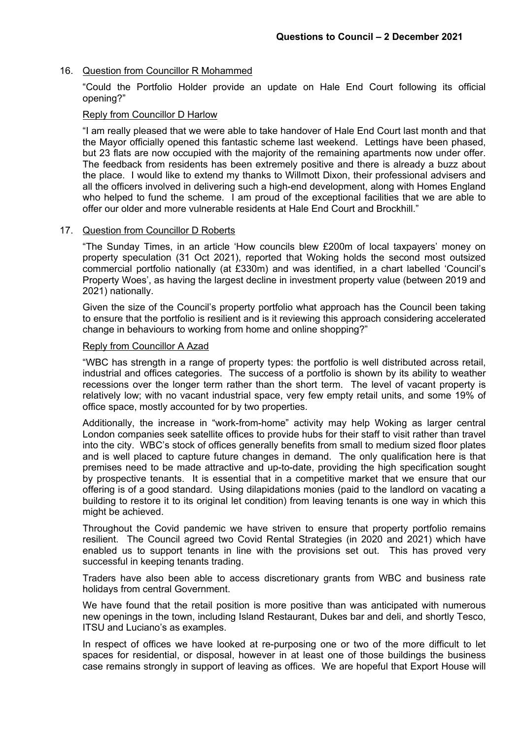**Questions to Council – 2 December 2021**

16. Question from Councillor R Mohammed

"Could the Portfolio Holder provide an update on Hale End Court following its official opening?"

Reply from Councillor D Harlow

"I am really pleased that we were able to take handover of Hale End Court last month and that the Mayor officially opened this fantastic scheme last weekend. Lettings have been phased, but 23 flats are now occupied with the majority of the remaining apartments now under offer. The feedback from residents has been extremely positive and there is already a buzz about the place. I would like to extend my thanks to Willmott Dixon, their professional advisers and all the officers involved in delivering such a high-end development, along with Homes England who helped to fund the scheme. I am proud of the exceptional facilities that we are able to offer our older and more vulnerable residents at Hale End Court and Brockhill."

17. Question from Councillor D Roberts

"The Sunday Times, in an article 'How councils blew £200m of local taxpayers' money on property speculation (31 Oct 2021), reported that Woking holds the second most outsized commercial portfolio nationally (at £330m) and was identified, in a chart labelled 'Council's Property Woes', as having the largest decline in investment property value (between 2019 and 2021) nationally.

Given the size of the Council's property portfolio what approach has the Council been taking to ensure that the portfolio is resilient and is it reviewing this approach considering accelerated change in behaviours to working from home and online shopping?"

Reply from Councillor A Azad

"WBC has strength in a range of property types: the portfolio is well distributed across retail, industrial and offices categories. The success of a portfolio is shown by its ability to weather recessions over the longer term rather than the short term. The level of vacant property is relatively low; with no vacant industrial space, very few empty retail units, and some 19% of office space, mostly accounted for by two properties.

Additionally, the increase in "work-from-home" activity may help Woking as larger central London companies seek satellite offices to provide hubs for their staff to visit rather than travel into the city. WBC's stock of offices generally benefits from small to medium sized floor plates and is well placed to capture future changes in demand. The only qualification here is that premises need to be made attractive and up-to-date, providing the high specification sought by prospective tenants. It is essential that in a competitive market that we ensure that our offering is of a good standard. Using dilapidations monies (paid to the landlord on vacating a building to restore it to its original let condition) from leaving tenants is one way in which this might be achieved.

Throughout the Covid pandemic we have striven to ensure that property portfolio remains resilient. The Council agreed two Covid Rental Strategies (in 2020 and 2021) which have enabled us to support tenants in line with the provisions set out. This has proved very successful in keeping tenants trading.

Traders have also been able to access discretionary grants from WBC and business rate holidays from central Government.

We have found that the retail position is more positive than was anticipated with numerous new openings in the town, including Island Restaurant, Dukes bar and deli, and shortly Tesco, ITSU and Luciano's as examples.

In respect of offices we have looked at re-purposing one or two of the more difficult to let spaces for residential, or disposal, however in at least one of those buildings the business case remains strongly in support of leaving as offices. We are hopeful that Export House will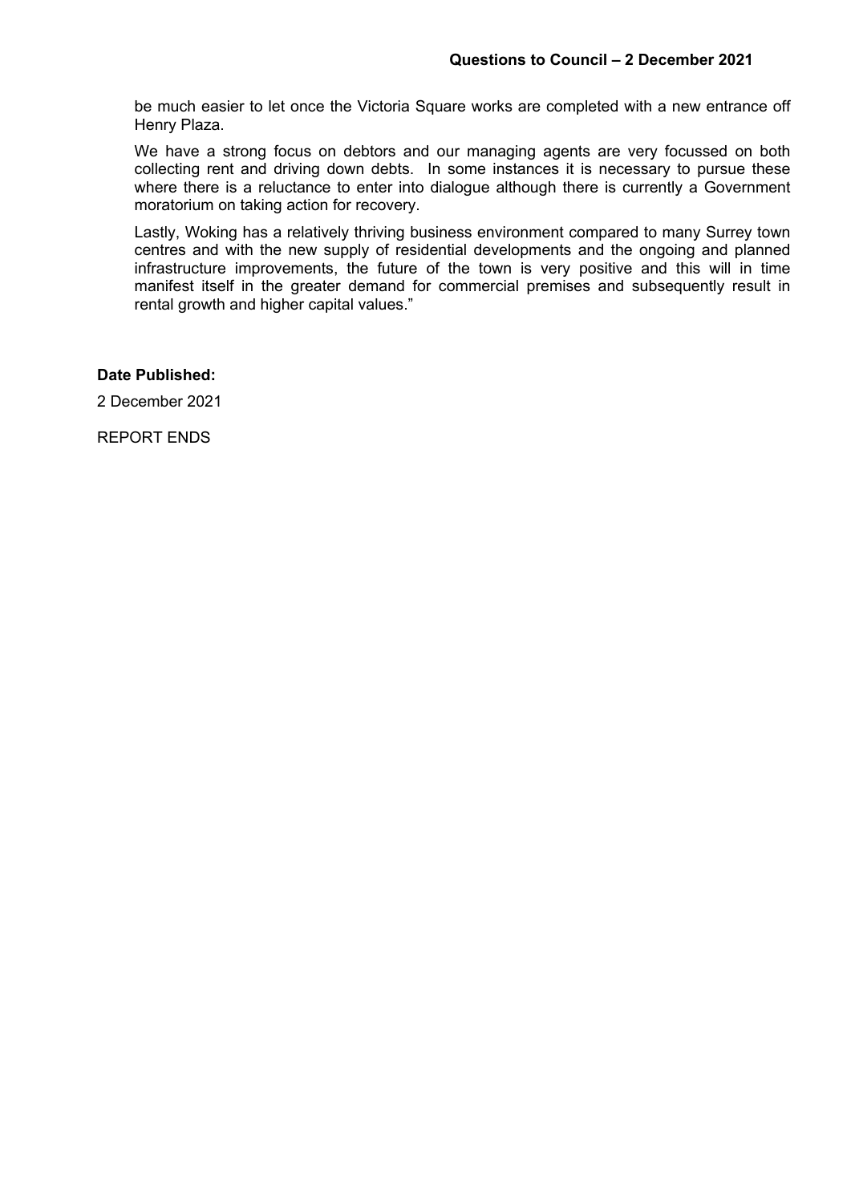be much easier to let once the Victoria Square works are completed with a new entrance off Henry Plaza.

We have a strong focus on debtors and our managing agents are very focussed on both collecting rent and driving down debts. In some instances it is necessary to pursue these where there is a reluctance to enter into dialogue although there is currently a Government moratorium on taking action for recovery.

Lastly, Woking has a relatively thriving business environment compared to many Surrey town centres and with the new supply of residential developments and the ongoing and planned infrastructure improvements, the future of the town is very positive and this will in time manifest itself in the greater demand for commercial premises and subsequently result in rental growth and higher capital values."

**Date Published:**

2 December 2021

REPORT ENDS